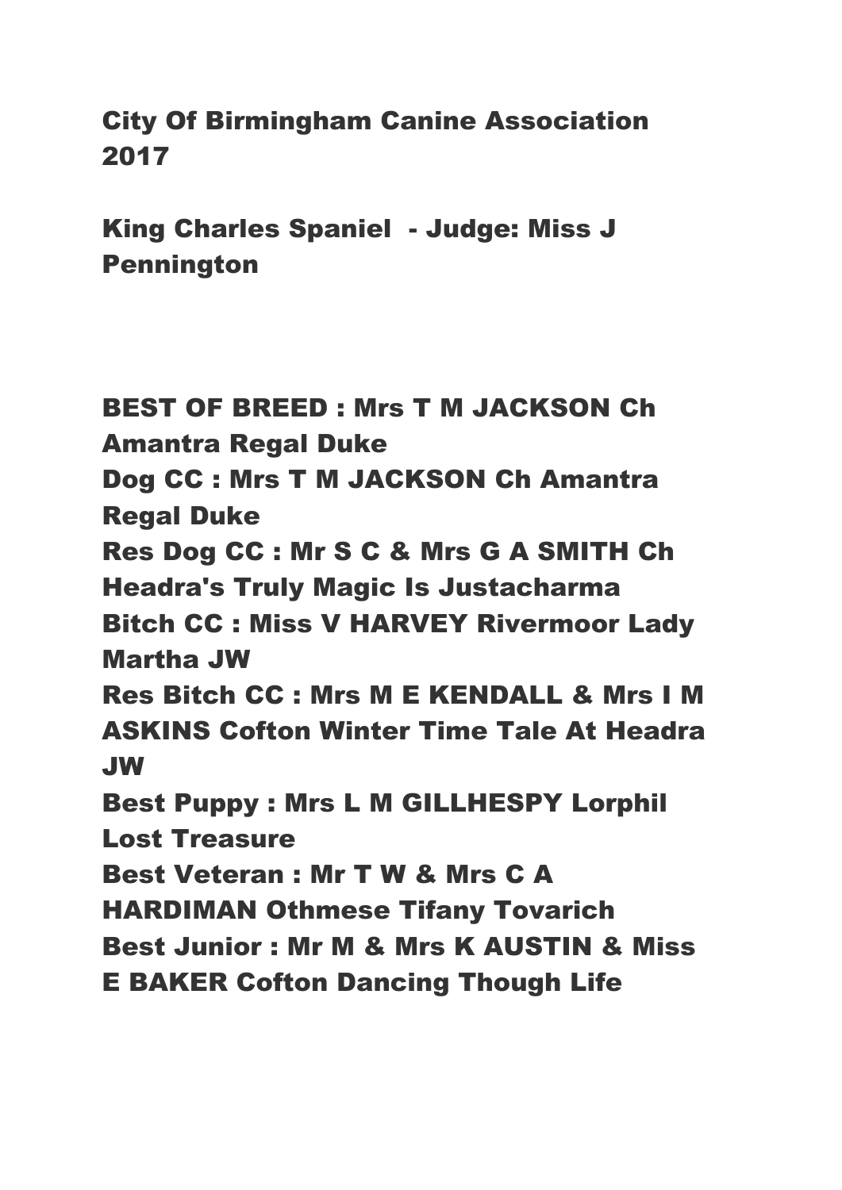# City Of Birmingham Canine Association 2017

## King Charles Spaniel - Judge: Miss J Pennington

**BEST OF BREED : Mrs T M JACKSON Ch Amantra Regal Duke**
**Dog CC : Mrs T M JACKSON Ch Amantra Regal Duke**
**Res Dog CC : Mr S C & Mrs G A SMITH Ch Headra's Truly Magic Is Justacharma**
**Bitch CC : Miss V HARVEY Rivermoor Lady Martha JW**
**Res Bitch CC : Mrs M E KENDALL & Mrs I M ASKINS Cofton Winter Time Tale At Headra JW**
**Best Puppy : Mrs L M GILLHESPY Lorphil Lost Treasure**
**Best Veteran : Mr T W & Mrs C A HARDIMAN Othmese Tifany Tovarich**
**Best Junior : Mr M & Mrs K AUSTIN & Miss E BAKER Cofton Dancing Though Life**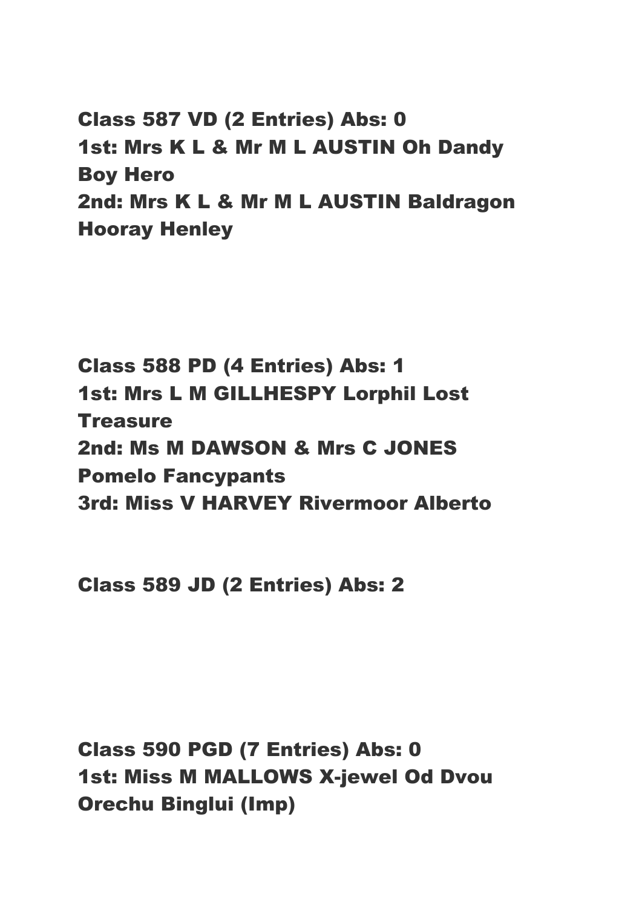**Class 587 VD (2 Entries) Abs: 0**
**1st: Mrs K L & Mr M L AUSTIN Oh Dandy Boy Hero**
**2nd: Mrs K L & Mr M L AUSTIN Baldragon Hooray Henley**

**Class 588 PD (4 Entries) Abs: 1**
**1st: Mrs L M GILLHESPY Lorphil Lost Treasure**
**2nd: Ms M DAWSON & Mrs C JONES Pomelo Fancypants**
**3rd: Miss V HARVEY Rivermoor Alberto**

**Class 589 JD (2 Entries) Abs: 2**

**Class 590 PGD (7 Entries) Abs: 0**
**1st: Miss M MALLOWS X-jewel Od Dvou Orechu Binglui (Imp)**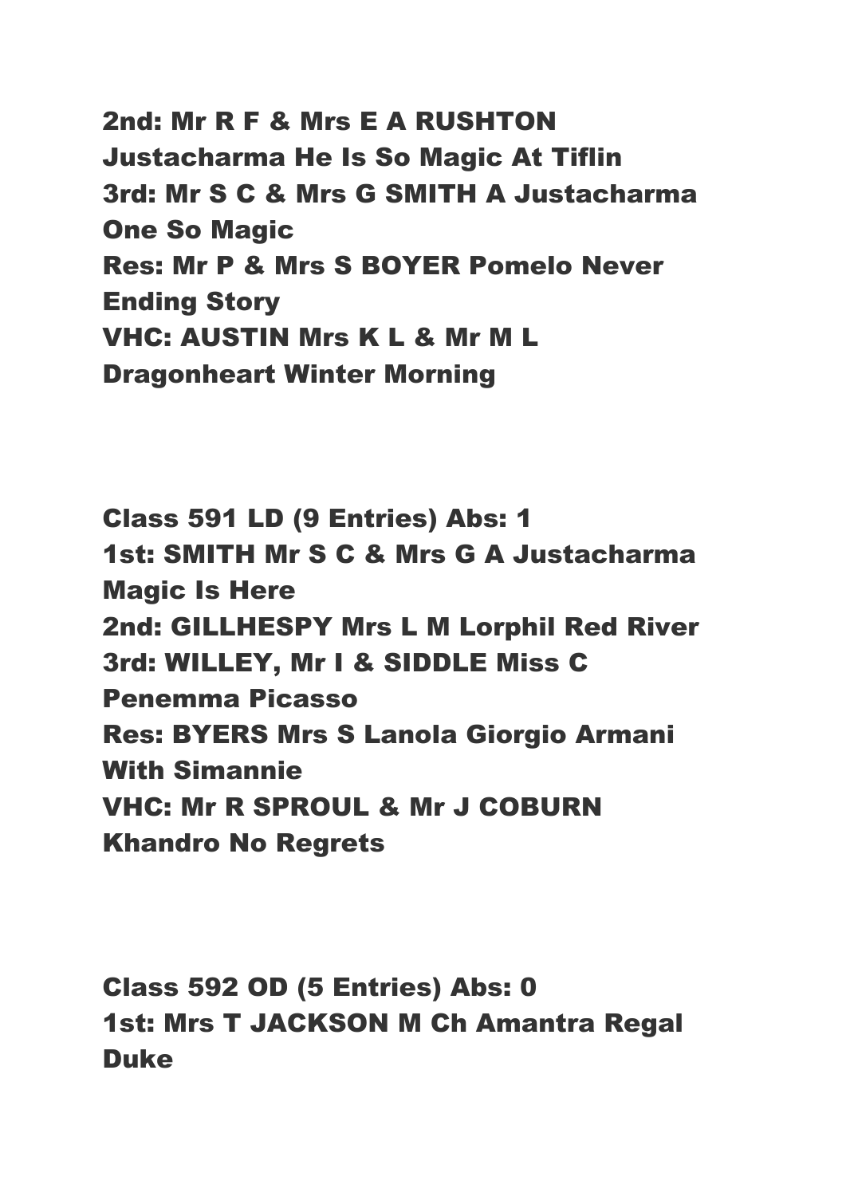**2nd: Mr R F & Mrs E A RUSHTON Justacharma He Is So Magic At Tiflin**
**3rd: Mr S C & Mrs G SMITH A Justacharma One So Magic**
**Res: Mr P & Mrs S BOYER Pomelo Never Ending Story**
**VHC: AUSTIN Mrs K L & Mr M L Dragonheart Winter Morning**

**Class 591 LD (9 Entries) Abs: 1**
**1st: SMITH Mr S C & Mrs G A Justacharma Magic Is Here**
**2nd: GILLHESPY Mrs L M Lorphil Red River**
**3rd: WILLEY, Mr I & SIDDLE Miss C Penemma Picasso**
**Res: BYERS Mrs S Lanola Giorgio Armani With Simannie**
**VHC: Mr R SPROUL & Mr J COBURN Khandro No Regrets**

**Class 592 OD (5 Entries) Abs: 0**
**1st: Mrs T JACKSON M Ch Amantra Regal Duke**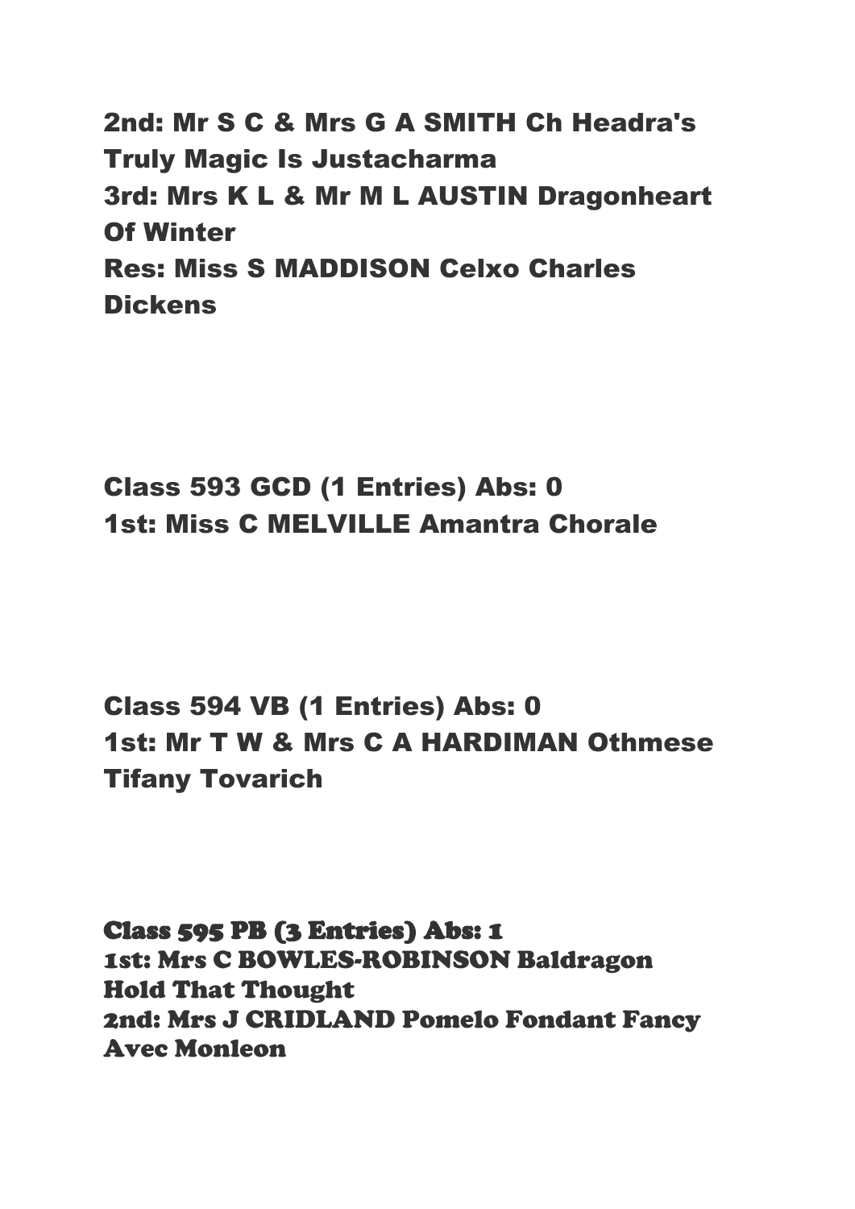**2nd: Mr S C & Mrs G A SMITH Ch Headra's Truly Magic Is Justacharma**
**3rd: Mrs K L & Mr M L AUSTIN Dragonheart Of Winter**
**Res: Miss S MADDISON Celxo Charles Dickens**

**Class 593 GCD (1 Entries) Abs: 0**
**1st: Miss C MELVILLE Amantra Chorale**

**Class 594 VB (1 Entries) Abs: 0**
**1st: Mr T W & Mrs C A HARDIMAN Othmese Tifany Tovarich**

**Class 595 PB (3 Entries) Abs: 1**
**1st: Mrs C BOWLES-ROBINSON Baldragon Hold That Thought**
**2nd: Mrs J CRIDLAND Pomelo Fondant Fancy Avec Monleon**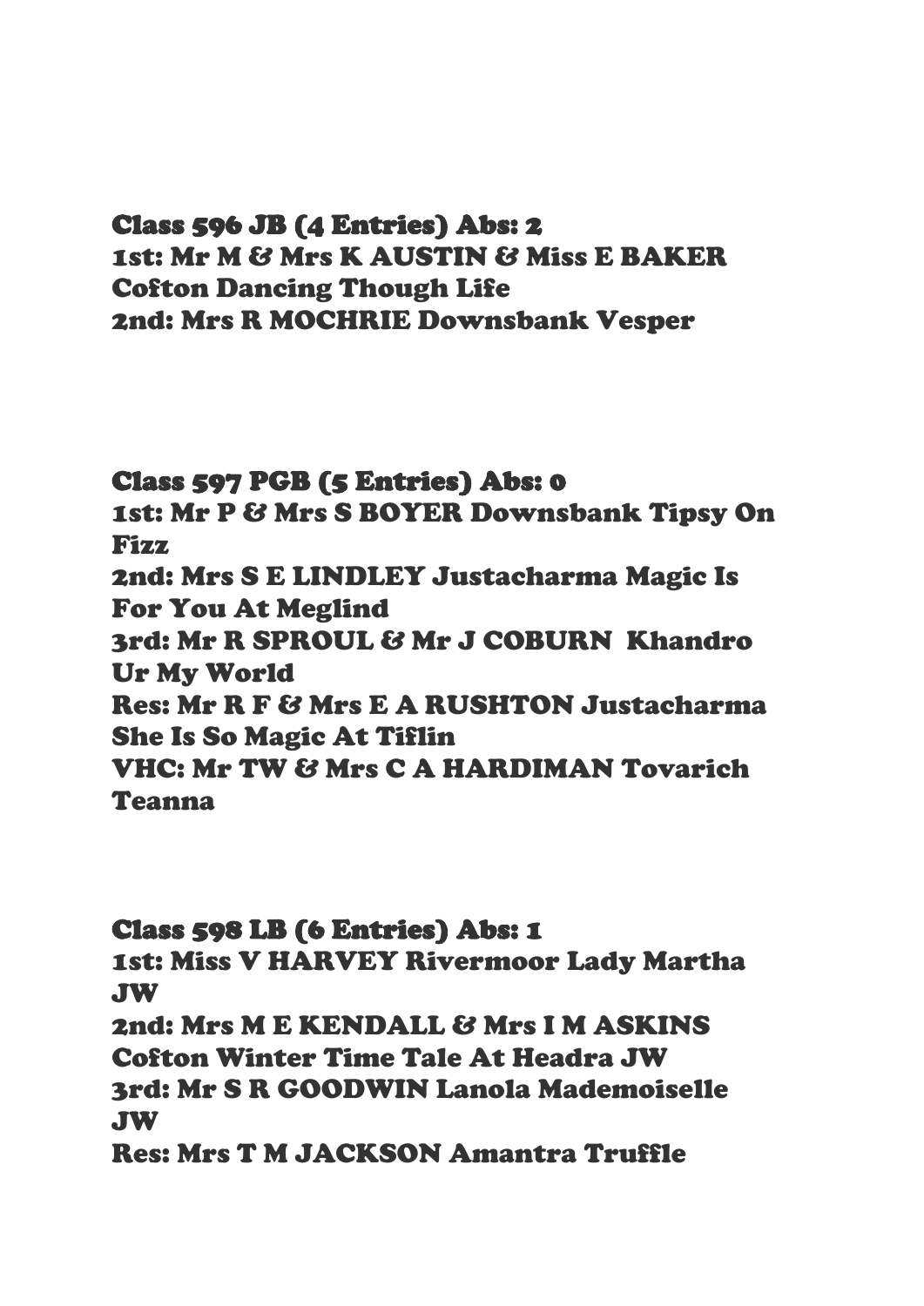**Class 596 JB (4 Entries) Abs: 2**
1st: Mr M & Mrs K AUSTIN & Miss E BAKER Cofton Dancing Though Life
2nd: Mrs R MOCHRIE Downsbank Vesper

**Class 597 PGB (5 Entries) Abs: 0**
1st: Mr P & Mrs S BOYER Downsbank Tipsy On Fizz
2nd: Mrs S E LINDLEY Justacharma Magic Is For You At Meglind
3rd: Mr R SPROUL & Mr J COBURN Khandro Ur My World
Res: Mr R F & Mrs E A RUSHTON Justacharma She Is So Magic At Tiflin
VHC: Mr TW & Mrs C A HARDIMAN Tovarich Teanna

**Class 598 LB (6 Entries) Abs: 1**
1st: Miss V HARVEY Rivermoor Lady Martha JW
2nd: Mrs M E KENDALL & Mrs I M ASKINS Cofton Winter Time Tale At Headra JW
3rd: Mr S R GOODWIN Lanola Mademoiselle JW
Res: Mrs T M JACKSON Amantra Truffle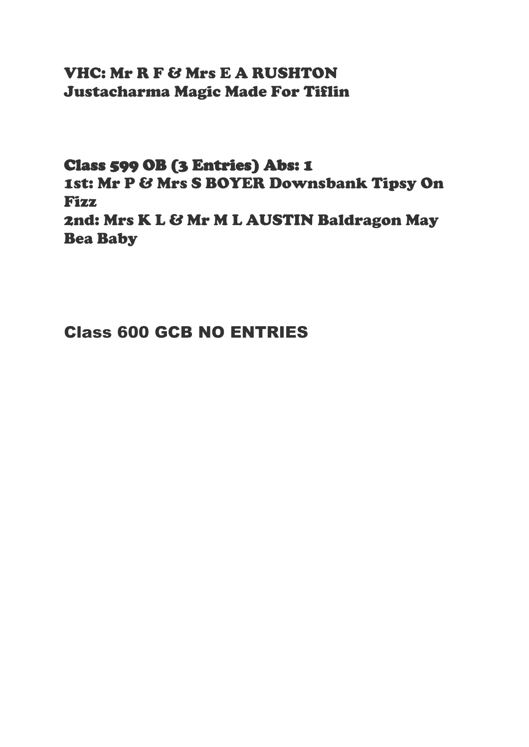VHC: Mr R F & Mrs E A RUSHTON Justacharma Magic Made For Tiflin

**Class 599 OB (3 Entries) Abs: 1**

1st: Mr P & Mrs S BOYER Downsbank Tipsy On Fizz

2nd: Mrs K L & Mr M L AUSTIN Baldragon May Bea Baby

**Class 600 GCB NO ENTRIES**